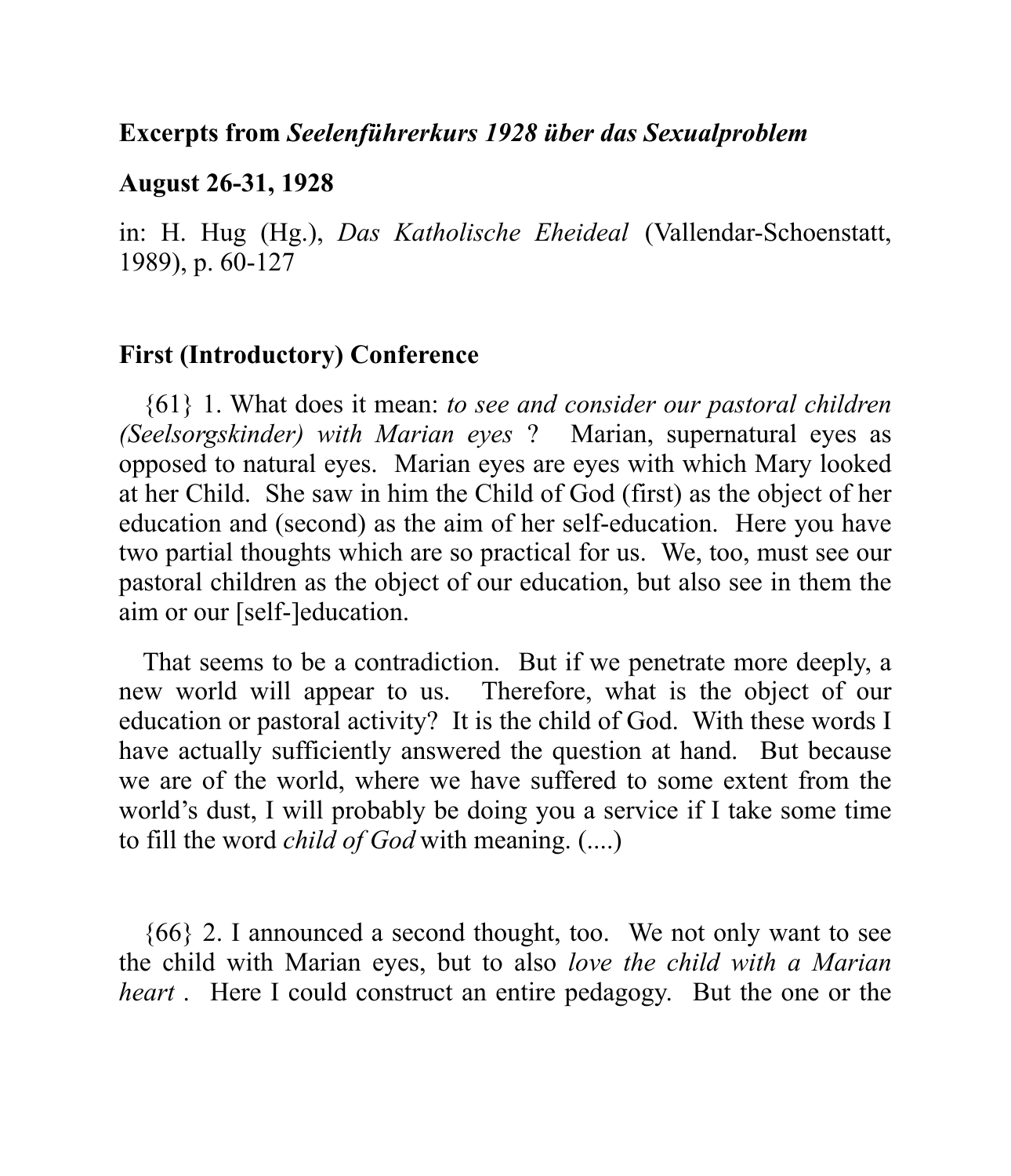**Excerpts from *Seelenführerkurs 1928 über das Sexualproblem***

**August 26-31, 1928**

in: H. Hug (Hg.), *Das Katholische Eheideal* (Vallendar-Schoenstatt, 1989), p. 60-127

## First (Introductory) Conference

{61} 1. What does it mean: *to see and consider our pastoral children (Seelsorgskinder) with Marian eyes* ? Marian, supernatural eyes as opposed to natural eyes. Marian eyes are eyes with which Mary looked at her Child. She saw in him the Child of God (first) as the object of her education and (second) as the aim of her self-education. Here you have two partial thoughts which are so practical for us. We, too, must see our pastoral children as the object of our education, but also see in them the aim or our [self-]education.

That seems to be a contradiction. But if we penetrate more deeply, a new world will appear to us. Therefore, what is the object of our education or pastoral activity? It is the child of God. With these words I have actually sufficiently answered the question at hand. But because we are of the world, where we have suffered to some extent from the world's dust, I will probably be doing you a service if I take some time to fill the word *child of God* with meaning. (....)

{66} 2. I announced a second thought, too. We not only want to see the child with Marian eyes, but to also *love the child with a Marian heart* . Here I could construct an entire pedagogy. But the one or the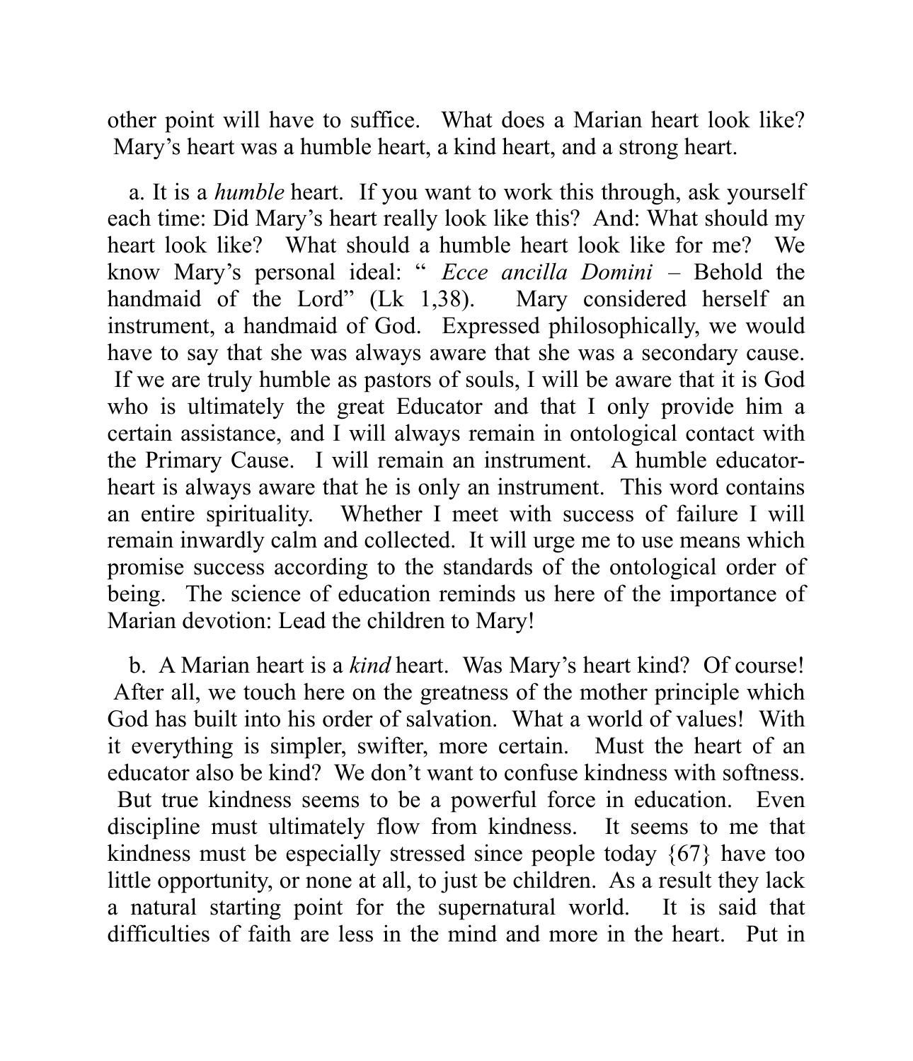other point will have to suffice. What does a Marian heart look like? Mary's heart was a humble heart, a kind heart, and a strong heart.

a. It is a *humble* heart. If you want to work this through, ask yourself each time: Did Mary's heart really look like this? And: What should my heart look like? What should a humble heart look like for me? We know Mary's personal ideal: " *Ecce ancilla Domini* – Behold the handmaid of the Lord" (Lk 1,38). Mary considered herself an instrument, a handmaid of God. Expressed philosophically, we would have to say that she was always aware that she was a secondary cause. If we are truly humble as pastors of souls, I will be aware that it is God who is ultimately the great Educator and that I only provide him a certain assistance, and I will always remain in ontological contact with the Primary Cause. I will remain an instrument. A humble educator-heart is always aware that he is only an instrument. This word contains an entire spirituality. Whether I meet with success of failure I will remain inwardly calm and collected. It will urge me to use means which promise success according to the standards of the ontological order of being. The science of education reminds us here of the importance of Marian devotion: Lead the children to Mary!

b. A Marian heart is a *kind* heart. Was Mary's heart kind? Of course! After all, we touch here on the greatness of the mother principle which God has built into his order of salvation. What a world of values! With it everything is simpler, swifter, more certain. Must the heart of an educator also be kind? We don't want to confuse kindness with softness. But true kindness seems to be a powerful force in education. Even discipline must ultimately flow from kindness. It seems to me that kindness must be especially stressed since people today {67} have too little opportunity, or none at all, to just be children. As a result they lack a natural starting point for the supernatural world. It is said that difficulties of faith are less in the mind and more in the heart. Put in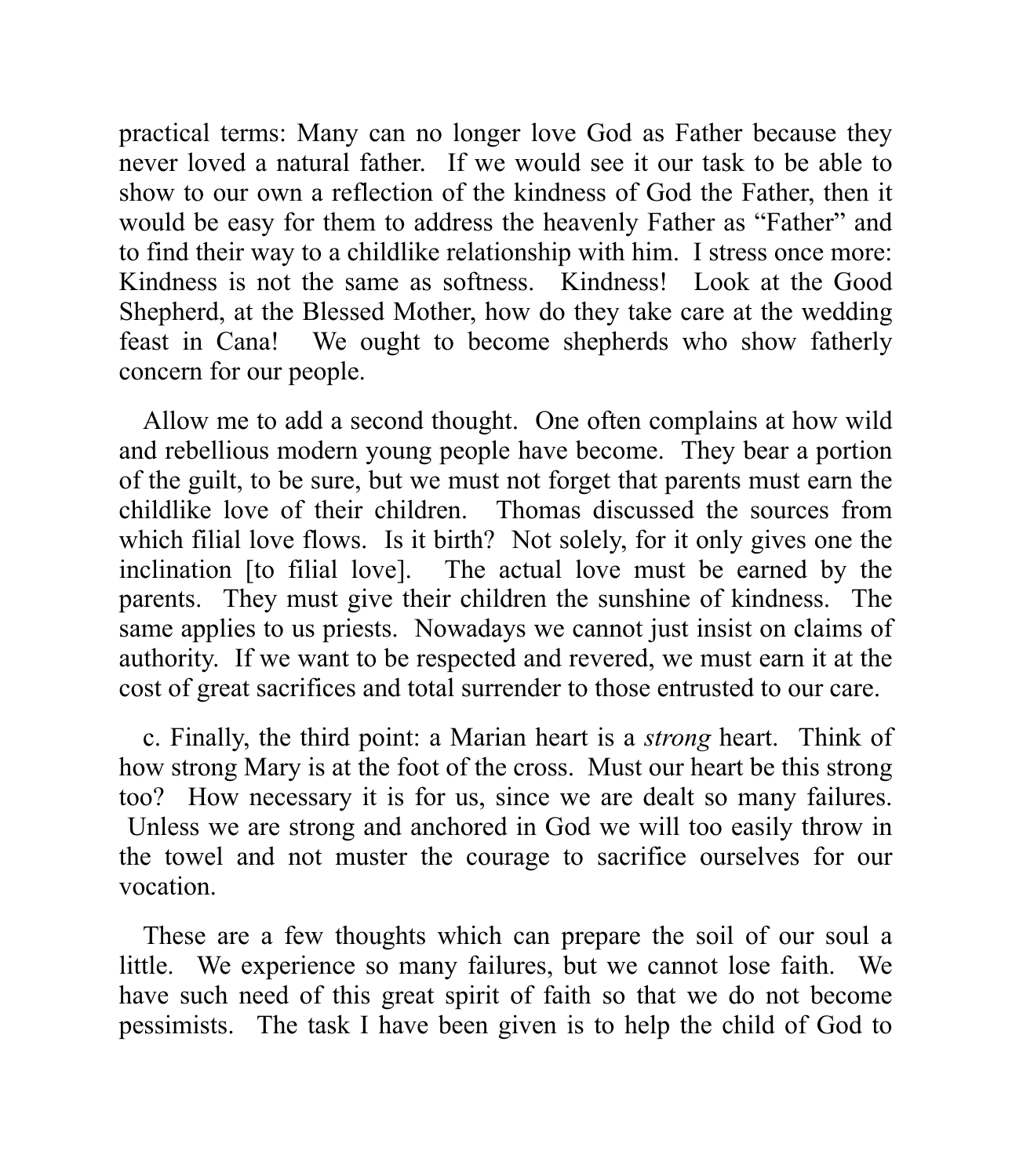practical terms: Many can no longer love God as Father because they never loved a natural father. If we would see it our task to be able to show to our own a reflection of the kindness of God the Father, then it would be easy for them to address the heavenly Father as "Father" and to find their way to a childlike relationship with him. I stress once more: Kindness is not the same as softness. Kindness! Look at the Good Shepherd, at the Blessed Mother, how do they take care at the wedding feast in Cana! We ought to become shepherds who show fatherly concern for our people.

Allow me to add a second thought. One often complains at how wild and rebellious modern young people have become. They bear a portion of the guilt, to be sure, but we must not forget that parents must earn the childlike love of their children. Thomas discussed the sources from which filial love flows. Is it birth? Not solely, for it only gives one the inclination [to filial love]. The actual love must be earned by the parents. They must give their children the sunshine of kindness. The same applies to us priests. Nowadays we cannot just insist on claims of authority. If we want to be respected and revered, we must earn it at the cost of great sacrifices and total surrender to those entrusted to our care.

c. Finally, the third point: a Marian heart is a *strong* heart. Think of how strong Mary is at the foot of the cross. Must our heart be this strong too? How necessary it is for us, since we are dealt so many failures. Unless we are strong and anchored in God we will too easily throw in the towel and not muster the courage to sacrifice ourselves for our vocation.

These are a few thoughts which can prepare the soil of our soul a little. We experience so many failures, but we cannot lose faith. We have such need of this great spirit of faith so that we do not become pessimists. The task I have been given is to help the child of God to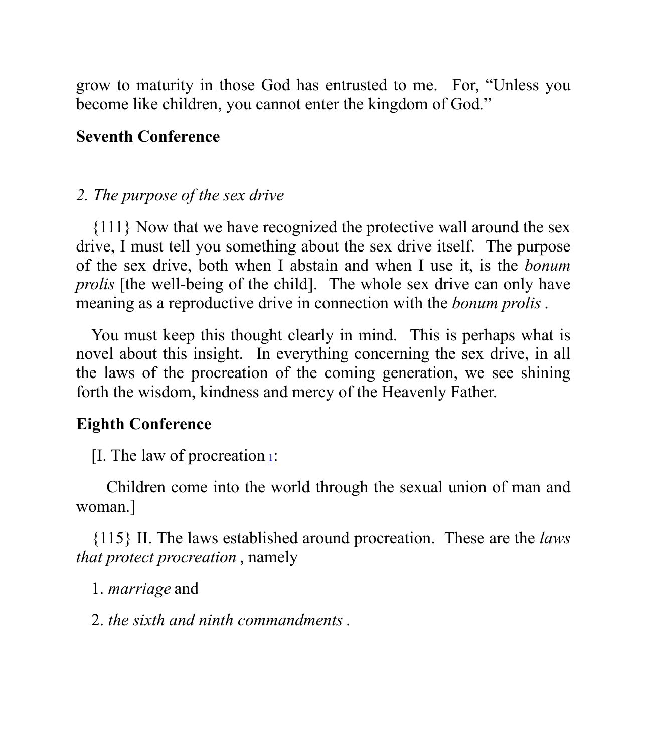grow to maturity in those God has entrusted to me. For, "Unless you become like children, you cannot enter the kingdom of God."

**Seventh Conference**

*2. The purpose of the sex drive*

{111} Now that we have recognized the protective wall around the sex drive, I must tell you something about the sex drive itself. The purpose of the sex drive, both when I abstain and when I use it, is the *bonum prolis* [the well-being of the child]. The whole sex drive can only have meaning as a reproductive drive in connection with the *bonum prolis* .

You must keep this thought clearly in mind. This is perhaps what is novel about this insight. In everything concerning the sex drive, in all the laws of the procreation of the coming generation, we see shining forth the wisdom, kindness and mercy of the Heavenly Father.

**Eighth Conference**

[I. The law of procreation [1]:

Children come into the world through the sexual union of man and woman.]

{115} II. The laws established around procreation. These are the *laws that protect procreation* , namely

1. *marriage* and

2. *the sixth and ninth commandments* .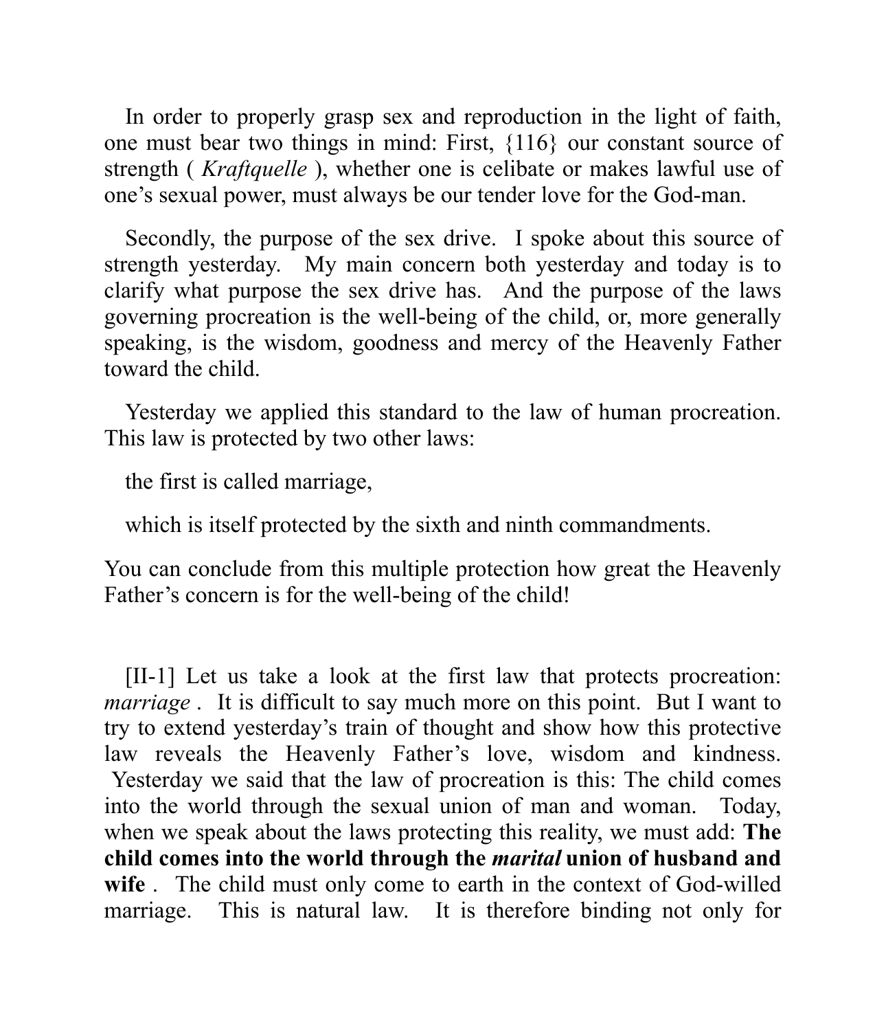In order to properly grasp sex and reproduction in the light of faith, one must bear two things in mind: First, {116} our constant source of strength ( *Kraftquelle* ), whether one is celibate or makes lawful use of one's sexual power, must always be our tender love for the God-man.

Secondly, the purpose of the sex drive. I spoke about this source of strength yesterday. My main concern both yesterday and today is to clarify what purpose the sex drive has. And the purpose of the laws governing procreation is the well-being of the child, or, more generally speaking, is the wisdom, goodness and mercy of the Heavenly Father toward the child.

Yesterday we applied this standard to the law of human procreation. This law is protected by two other laws:

the first is called marriage,

which is itself protected by the sixth and ninth commandments.

You can conclude from this multiple protection how great the Heavenly Father's concern is for the well-being of the child!

[II-1] Let us take a look at the first law that protects procreation: *marriage* . It is difficult to say much more on this point. But I want to try to extend yesterday's train of thought and show how this protective law reveals the Heavenly Father's love, wisdom and kindness. Yesterday we said that the law of procreation is this: The child comes into the world through the sexual union of man and woman. Today, when we speak about the laws protecting this reality, we must add: **The child comes into the world through the *marital* union of husband and wife** . The child must only come to earth in the context of God-willed marriage. This is natural law. It is therefore binding not only for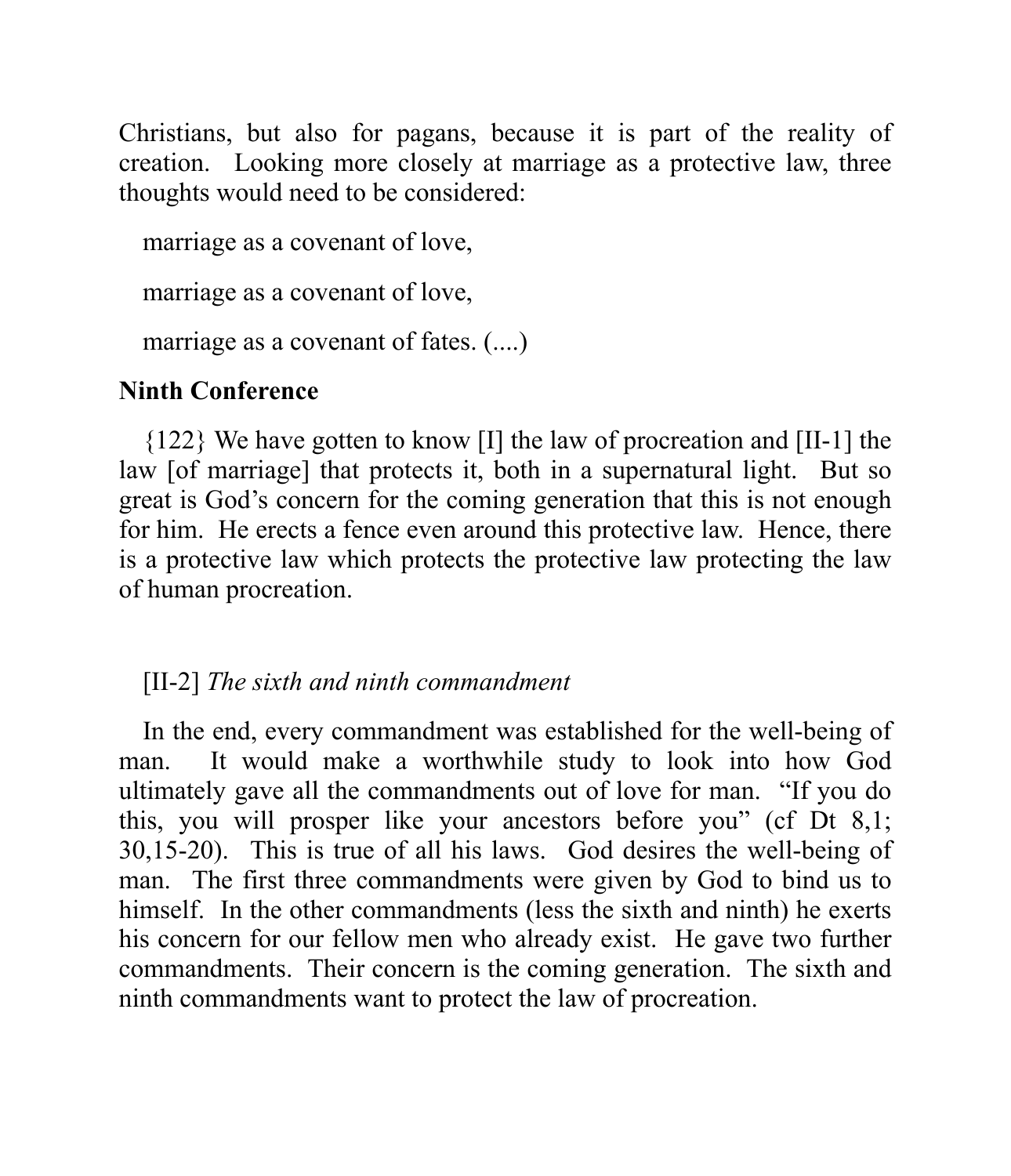Christians, but also for pagans, because it is part of the reality of creation. Looking more closely at marriage as a protective law, three thoughts would need to be considered:

marriage as a covenant of love,

marriage as a covenant of love,

marriage as a covenant of fates. (....)

**Ninth Conference**

{122} We have gotten to know [I] the law of procreation and [II-1] the law [of marriage] that protects it, both in a supernatural light. But so great is God's concern for the coming generation that this is not enough for him. He erects a fence even around this protective law. Hence, there is a protective law which protects the protective law protecting the law of human procreation.

[II-2] *The sixth and ninth commandment*

In the end, every commandment was established for the well-being of man. It would make a worthwhile study to look into how God ultimately gave all the commandments out of love for man. "If you do this, you will prosper like your ancestors before you" (cf Dt 8,1; 30,15-20). This is true of all his laws. God desires the well-being of man. The first three commandments were given by God to bind us to himself. In the other commandments (less the sixth and ninth) he exerts his concern for our fellow men who already exist. He gave two further commandments. Their concern is the coming generation. The sixth and ninth commandments want to protect the law of procreation.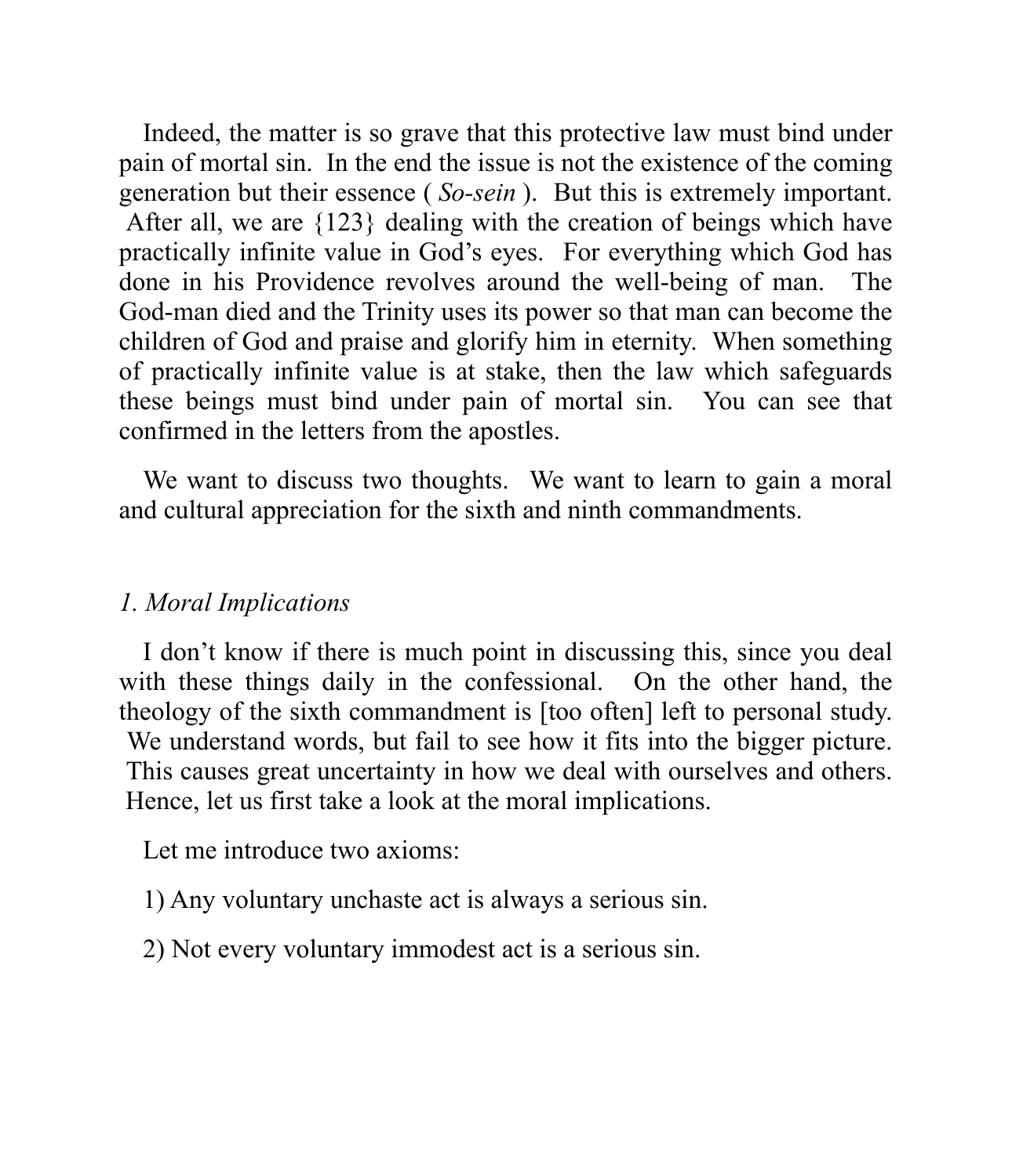Indeed, the matter is so grave that this protective law must bind under pain of mortal sin. In the end the issue is not the existence of the coming generation but their essence ( *So-sein* ). But this is extremely important. After all, we are {123} dealing with the creation of beings which have practically infinite value in God's eyes. For everything which God has done in his Providence revolves around the well-being of man. The God-man died and the Trinity uses its power so that man can become the children of God and praise and glorify him in eternity. When something of practically infinite value is at stake, then the law which safeguards these beings must bind under pain of mortal sin. You can see that confirmed in the letters from the apostles.

We want to discuss two thoughts. We want to learn to gain a moral and cultural appreciation for the sixth and ninth commandments.

### *1. Moral Implications*

I don't know if there is much point in discussing this, since you deal with these things daily in the confessional. On the other hand, the theology of the sixth commandment is [too often] left to personal study. We understand words, but fail to see how it fits into the bigger picture. This causes great uncertainty in how we deal with ourselves and others. Hence, let us first take a look at the moral implications.

Let me introduce two axioms:

1) Any voluntary unchaste act is always a serious sin.

2) Not every voluntary immodest act is a serious sin.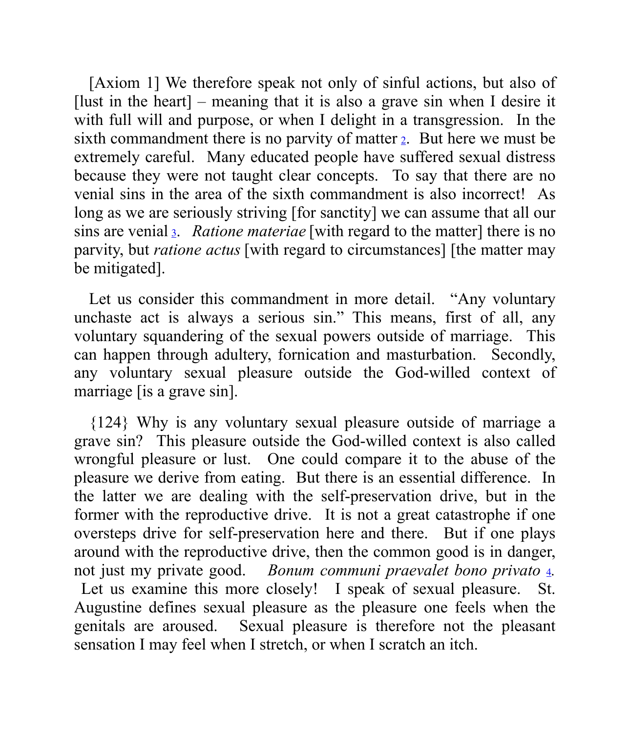[Axiom 1] We therefore speak not only of sinful actions, but also of [lust in the heart] – meaning that it is also a grave sin when I desire it with full will and purpose, or when I delight in a transgression. In the sixth commandment there is no parvity of matter [2]. But here we must be extremely careful. Many educated people have suffered sexual distress because they were not taught clear concepts. To say that there are no venial sins in the area of the sixth commandment is also incorrect! As long as we are seriously striving [for sanctity] we can assume that all our sins are venial [3]. *Ratione materiae* [with regard to the matter] there is no parvity, but *ratione actus* [with regard to circumstances] [the matter may be mitigated].

Let us consider this commandment in more detail. "Any voluntary unchaste act is always a serious sin." This means, first of all, any voluntary squandering of the sexual powers outside of marriage. This can happen through adultery, fornication and masturbation. Secondly, any voluntary sexual pleasure outside the God-willed context of marriage [is a grave sin].

{124} Why is any voluntary sexual pleasure outside of marriage a grave sin? This pleasure outside the God-willed context is also called wrongful pleasure or lust. One could compare it to the abuse of the pleasure we derive from eating. But there is an essential difference. In the latter we are dealing with the self-preservation drive, but in the former with the reproductive drive. It is not a great catastrophe if one oversteps drive for self-preservation here and there. But if one plays around with the reproductive drive, then the common good is in danger, not just my private good. *Bonum communi praevalet bono privato* [4]. Let us examine this more closely! I speak of sexual pleasure. St. Augustine defines sexual pleasure as the pleasure one feels when the genitals are aroused. Sexual pleasure is therefore not the pleasant sensation I may feel when I stretch, or when I scratch an itch.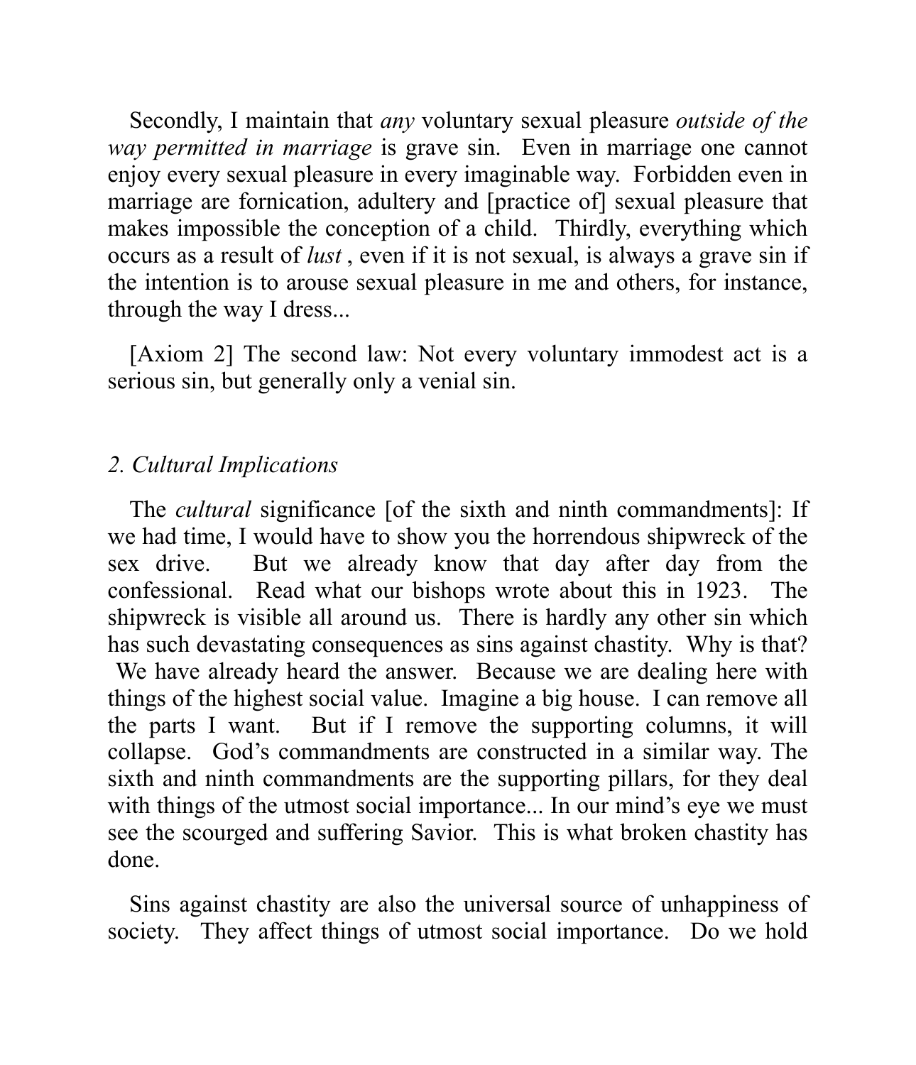Secondly, I maintain that *any* voluntary sexual pleasure *outside of the way permitted in marriage* is grave sin. Even in marriage one cannot enjoy every sexual pleasure in every imaginable way. Forbidden even in marriage are fornication, adultery and [practice of] sexual pleasure that makes impossible the conception of a child. Thirdly, everything which occurs as a result of *lust* , even if it is not sexual, is always a grave sin if the intention is to arouse sexual pleasure in me and others, for instance, through the way I dress...

[Axiom 2] The second law: Not every voluntary immodest act is a serious sin, but generally only a venial sin.

## *2. Cultural Implications*

The *cultural* significance [of the sixth and ninth commandments]: If we had time, I would have to show you the horrendous shipwreck of the sex drive. But we already know that day after day from the confessional. Read what our bishops wrote about this in 1923. The shipwreck is visible all around us. There is hardly any other sin which has such devastating consequences as sins against chastity. Why is that? We have already heard the answer. Because we are dealing here with things of the highest social value. Imagine a big house. I can remove all the parts I want. But if I remove the supporting columns, it will collapse. God's commandments are constructed in a similar way. The sixth and ninth commandments are the supporting pillars, for they deal with things of the utmost social importance... In our mind's eye we must see the scourged and suffering Savior. This is what broken chastity has done.

Sins against chastity are also the universal source of unhappiness of society. They affect things of utmost social importance. Do we hold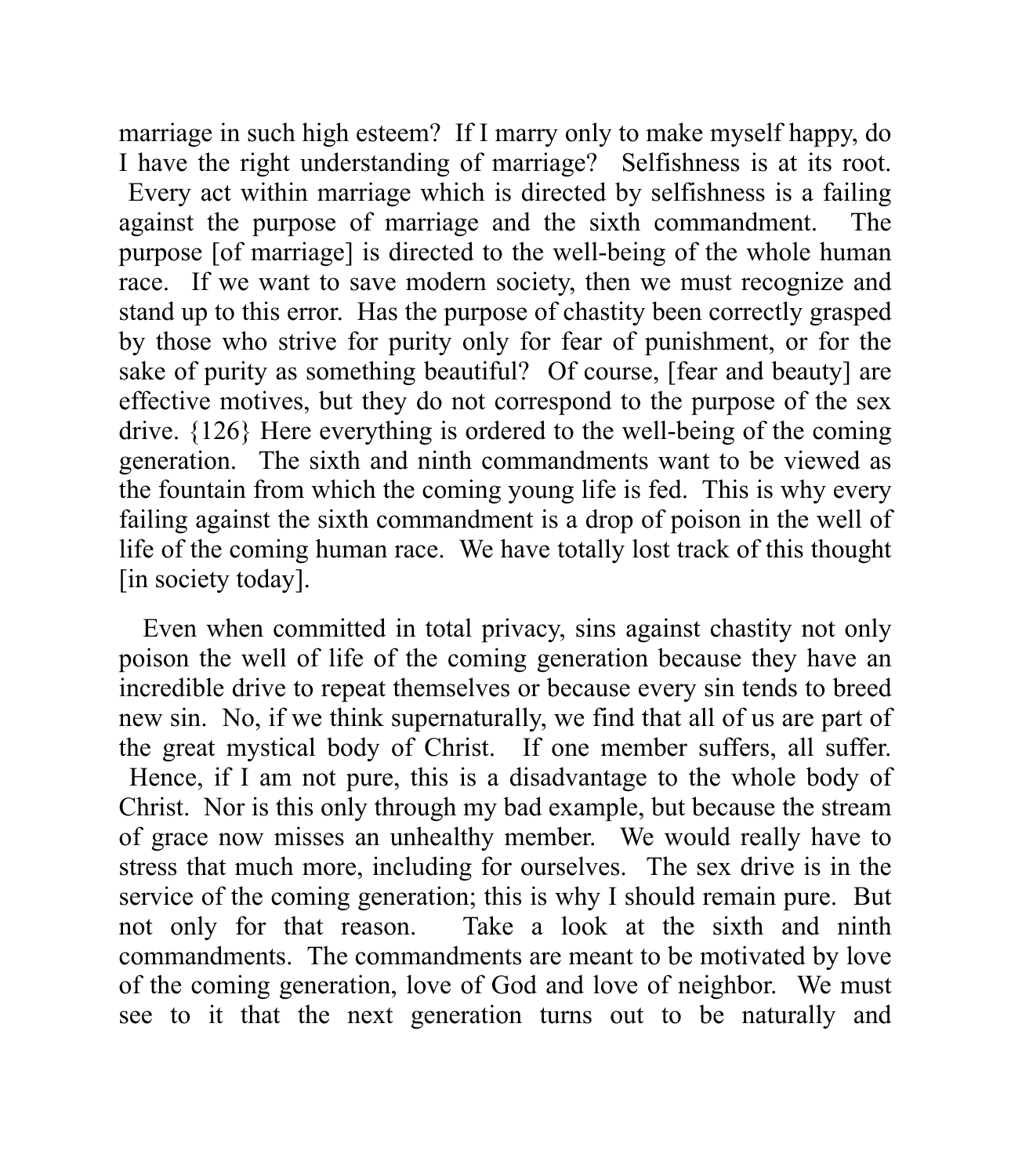marriage in such high esteem? If I marry only to make myself happy, do I have the right understanding of marriage? Selfishness is at its root. Every act within marriage which is directed by selfishness is a failing against the purpose of marriage and the sixth commandment. The purpose [of marriage] is directed to the well-being of the whole human race. If we want to save modern society, then we must recognize and stand up to this error. Has the purpose of chastity been correctly grasped by those who strive for purity only for fear of punishment, or for the sake of purity as something beautiful? Of course, [fear and beauty] are effective motives, but they do not correspond to the purpose of the sex drive. {126} Here everything is ordered to the well-being of the coming generation. The sixth and ninth commandments want to be viewed as the fountain from which the coming young life is fed. This is why every failing against the sixth commandment is a drop of poison in the well of life of the coming human race. We have totally lost track of this thought [in society today].

Even when committed in total privacy, sins against chastity not only poison the well of life of the coming generation because they have an incredible drive to repeat themselves or because every sin tends to breed new sin. No, if we think supernaturally, we find that all of us are part of the great mystical body of Christ. If one member suffers, all suffer. Hence, if I am not pure, this is a disadvantage to the whole body of Christ. Nor is this only through my bad example, but because the stream of grace now misses an unhealthy member. We would really have to stress that much more, including for ourselves. The sex drive is in the service of the coming generation; this is why I should remain pure. But not only for that reason. Take a look at the sixth and ninth commandments. The commandments are meant to be motivated by love of the coming generation, love of God and love of neighbor. We must see to it that the next generation turns out to be naturally and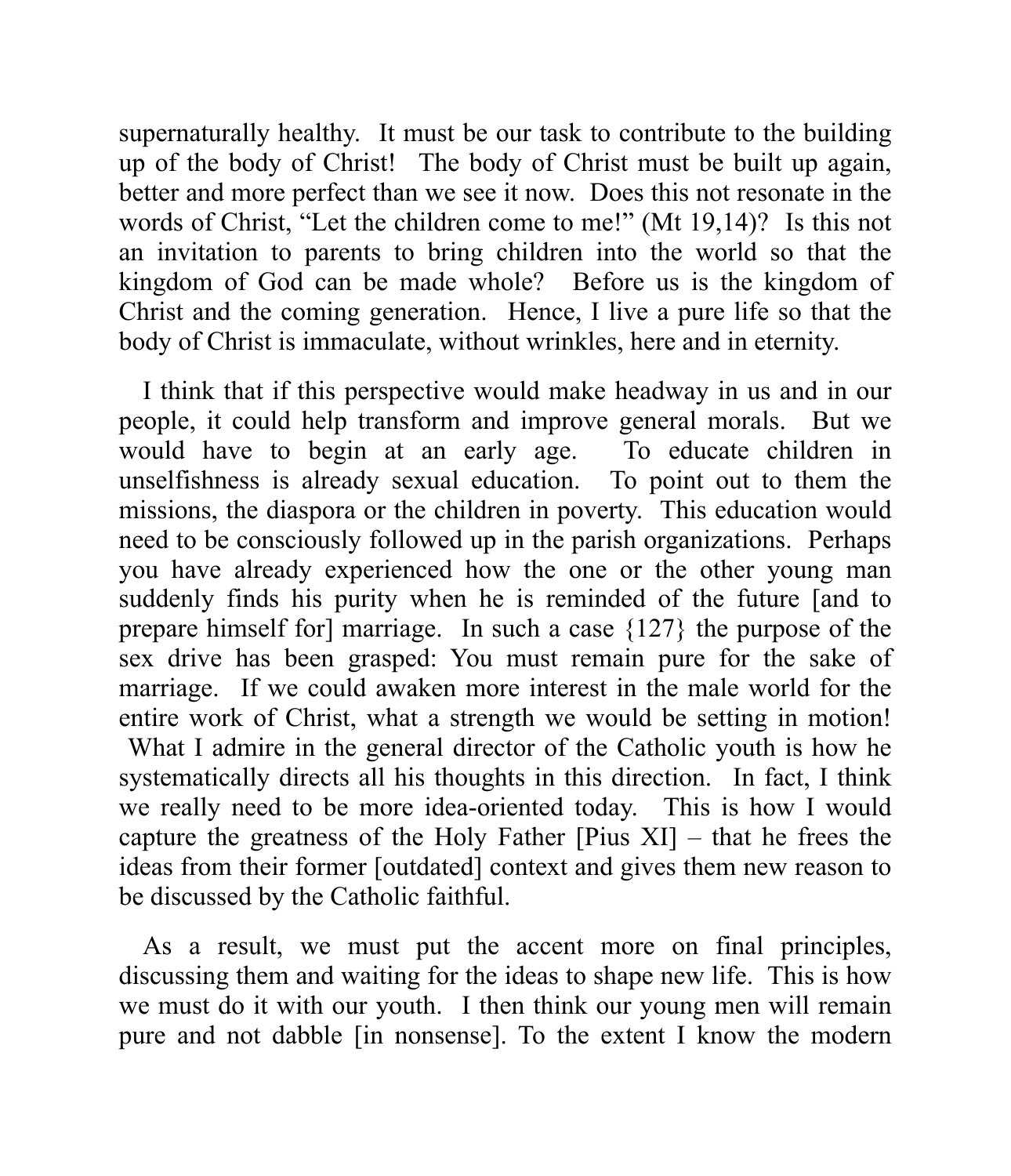supernaturally healthy. It must be our task to contribute to the building up of the body of Christ! The body of Christ must be built up again, better and more perfect than we see it now. Does this not resonate in the words of Christ, "Let the children come to me!" (Mt 19,14)? Is this not an invitation to parents to bring children into the world so that the kingdom of God can be made whole? Before us is the kingdom of Christ and the coming generation. Hence, I live a pure life so that the body of Christ is immaculate, without wrinkles, here and in eternity.

I think that if this perspective would make headway in us and in our people, it could help transform and improve general morals. But we would have to begin at an early age. To educate children in unselfishness is already sexual education. To point out to them the missions, the diaspora or the children in poverty. This education would need to be consciously followed up in the parish organizations. Perhaps you have already experienced how the one or the other young man suddenly finds his purity when he is reminded of the future [and to prepare himself for] marriage. In such a case {127} the purpose of the sex drive has been grasped: You must remain pure for the sake of marriage. If we could awaken more interest in the male world for the entire work of Christ, what a strength we would be setting in motion! What I admire in the general director of the Catholic youth is how he systematically directs all his thoughts in this direction. In fact, I think we really need to be more idea-oriented today. This is how I would capture the greatness of the Holy Father [Pius XI] – that he frees the ideas from their former [outdated] context and gives them new reason to be discussed by the Catholic faithful.

As a result, we must put the accent more on final principles, discussing them and waiting for the ideas to shape new life. This is how we must do it with our youth. I then think our young men will remain pure and not dabble [in nonsense]. To the extent I know the modern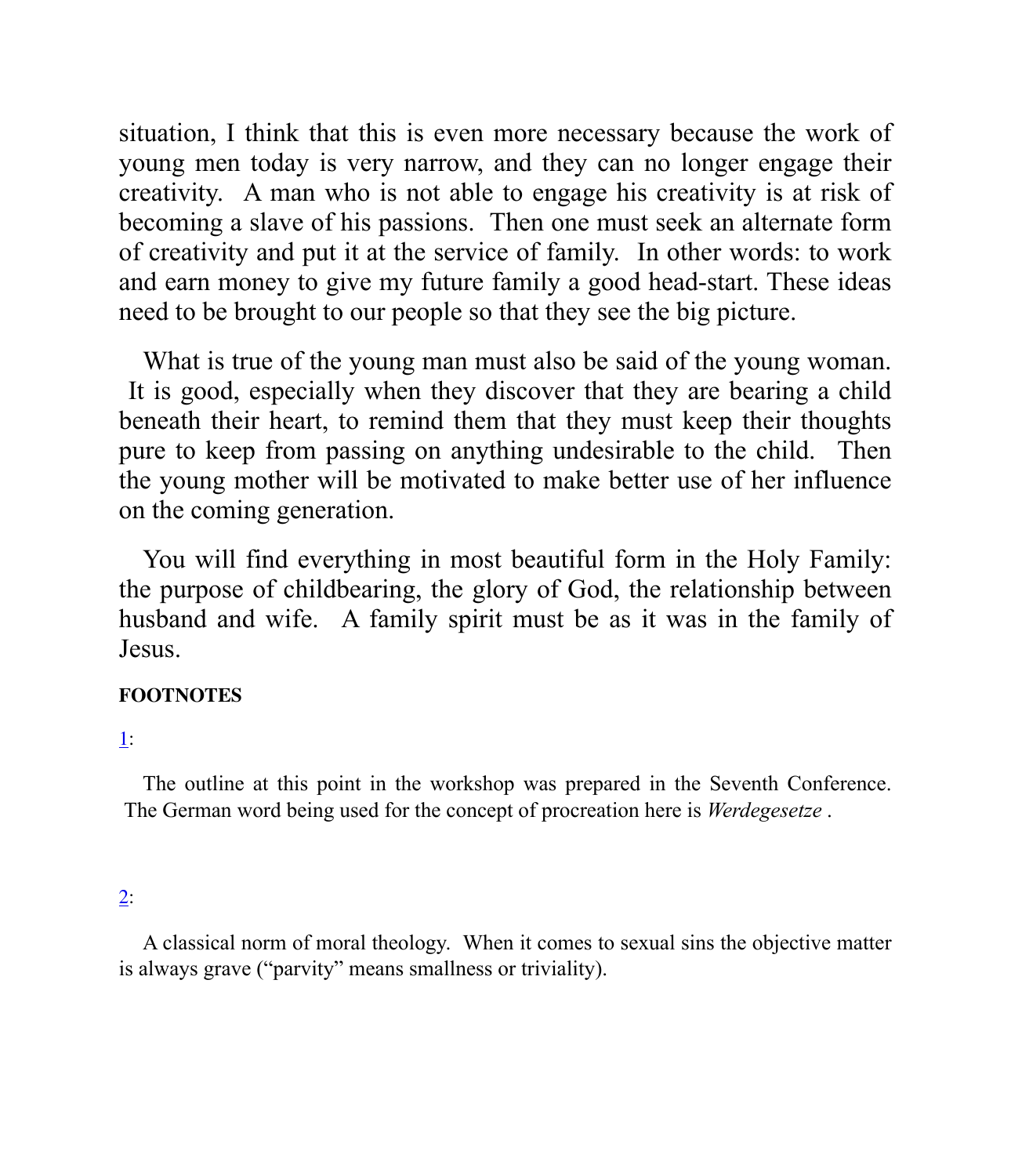situation, I think that this is even more necessary because the work of young men today is very narrow, and they can no longer engage their creativity. A man who is not able to engage his creativity is at risk of becoming a slave of his passions. Then one must seek an alternate form of creativity and put it at the service of family. In other words: to work and earn money to give my future family a good head-start. These ideas need to be brought to our people so that they see the big picture.

What is true of the young man must also be said of the young woman. It is good, especially when they discover that they are bearing a child beneath their heart, to remind them that they must keep their thoughts pure to keep from passing on anything undesirable to the child. Then the young mother will be motivated to make better use of her influence on the coming generation.

You will find everything in most beautiful form in the Holy Family: the purpose of childbearing, the glory of God, the relationship between husband and wife. A family spirit must be as it was in the family of Jesus.

**FOOTNOTES**

1:

The outline at this point in the workshop was prepared in the Seventh Conference. The German word being used for the concept of procreation here is *Werdegesetze* .

2:

A classical norm of moral theology. When it comes to sexual sins the objective matter is always grave ("parvity" means smallness or triviality).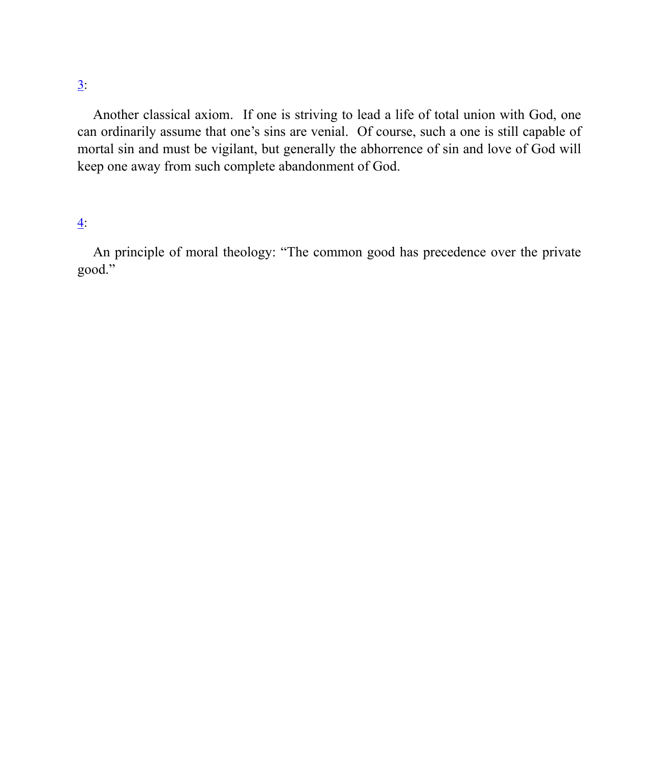[3]:

Another classical axiom. If one is striving to lead a life of total union with God, one can ordinarily assume that one's sins are venial. Of course, such a one is still capable of mortal sin and must be vigilant, but generally the abhorrence of sin and love of God will keep one away from such complete abandonment of God.

[4]:

An principle of moral theology: "The common good has precedence over the private good."